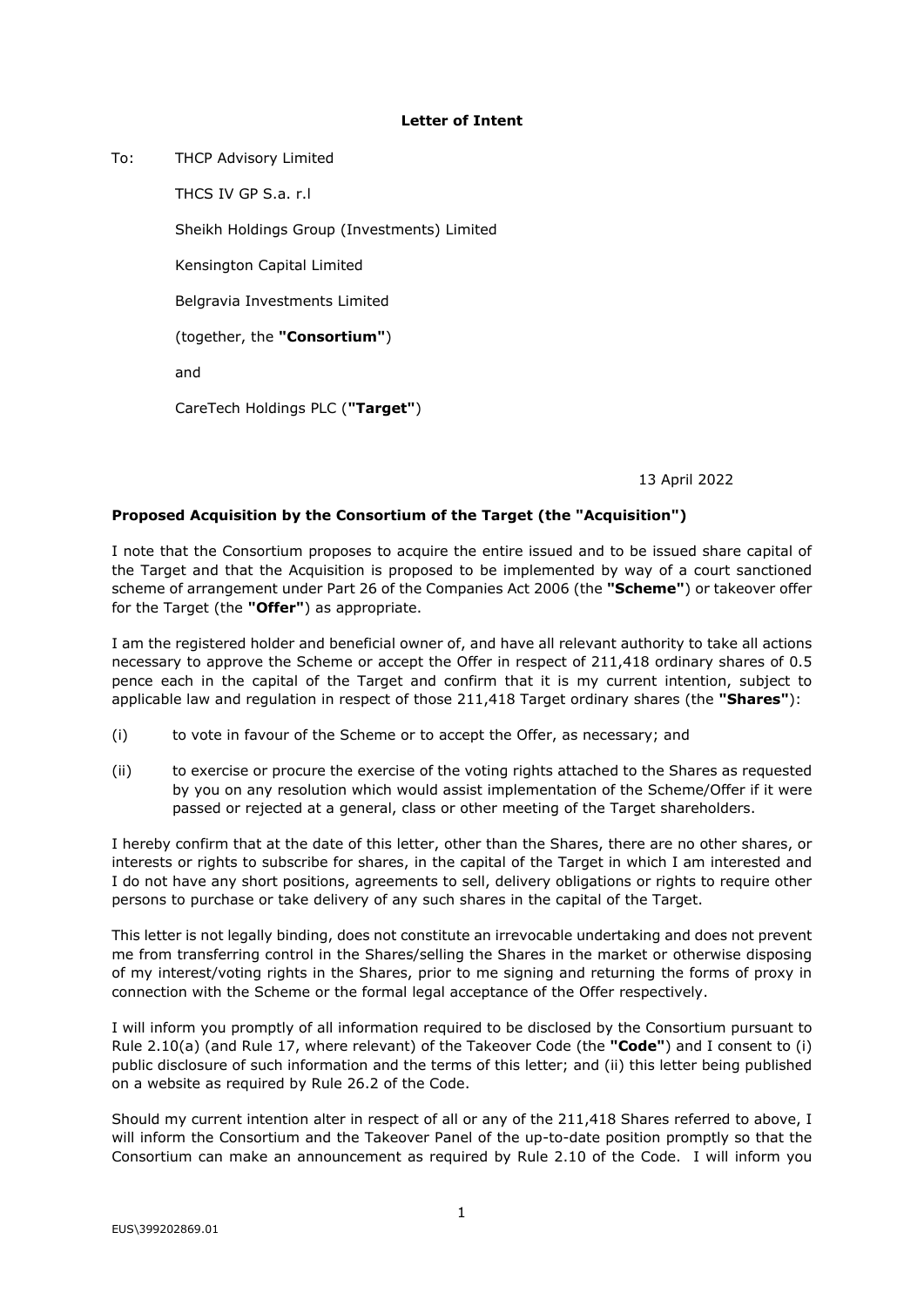**Letter of Intent**

To: THCP Advisory Limited

THCS IV GP S.a. r.l

Sheikh Holdings Group (Investments) Limited

Kensington Capital Limited

Belgravia Investments Limited

(together, the **"Consortium"**)

and

CareTech Holdings PLC (**"Target"**)

13 April 2022

**Proposed Acquisition by the Consortium of the Target (the "Acquisition")**

I note that the Consortium proposes to acquire the entire issued and to be issued share capital of the Target and that the Acquisition is proposed to be implemented by way of a court sanctioned scheme of arrangement under Part 26 of the Companies Act 2006 (the **"Scheme"**) or takeover offer for the Target (the **"Offer"**) as appropriate.

I am the registered holder and beneficial owner of, and have all relevant authority to take all actions necessary to approve the Scheme or accept the Offer in respect of 211,418 ordinary shares of 0.5 pence each in the capital of the Target and confirm that it is my current intention, subject to applicable law and regulation in respect of those 211,418 Target ordinary shares (the **"Shares"**):

(i) to vote in favour of the Scheme or to accept the Offer, as necessary; and

(ii) to exercise or procure the exercise of the voting rights attached to the Shares as requested by you on any resolution which would assist implementation of the Scheme/Offer if it were passed or rejected at a general, class or other meeting of the Target shareholders.

I hereby confirm that at the date of this letter, other than the Shares, there are no other shares, or interests or rights to subscribe for shares, in the capital of the Target in which I am interested and I do not have any short positions, agreements to sell, delivery obligations or rights to require other persons to purchase or take delivery of any such shares in the capital of the Target.

This letter is not legally binding, does not constitute an irrevocable undertaking and does not prevent me from transferring control in the Shares/selling the Shares in the market or otherwise disposing of my interest/voting rights in the Shares, prior to me signing and returning the forms of proxy in connection with the Scheme or the formal legal acceptance of the Offer respectively.

I will inform you promptly of all information required to be disclosed by the Consortium pursuant to Rule 2.10(a) (and Rule 17, where relevant) of the Takeover Code (the **"Code"**) and I consent to (i) public disclosure of such information and the terms of this letter; and (ii) this letter being published on a website as required by Rule 26.2 of the Code.

Should my current intention alter in respect of all or any of the 211,418 Shares referred to above, I will inform the Consortium and the Takeover Panel of the up-to-date position promptly so that the Consortium can make an announcement as required by Rule 2.10 of the Code. I will inform you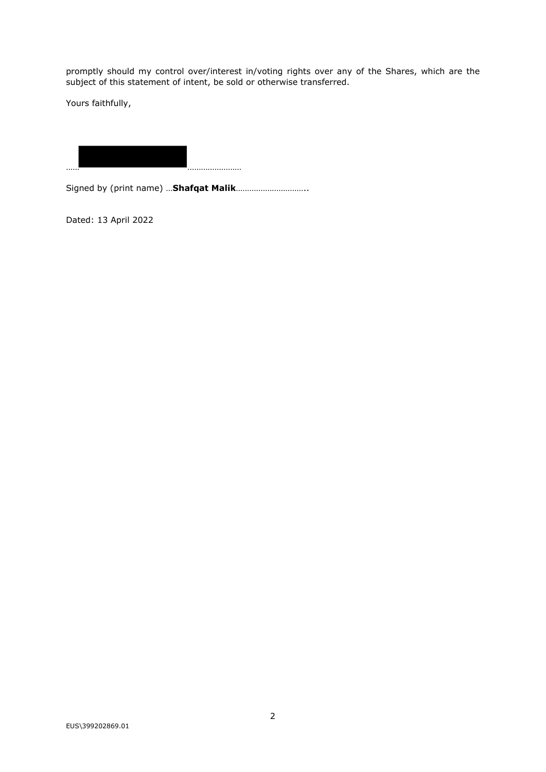promptly should my control over/interest in/voting rights over any of the Shares, which are the subject of this statement of intent, be sold or otherwise transferred.

Yours faithfully,

……[REDACTED]……………………

Signed by (print name) …**Shafqat Malik**…………………………..

Dated: 13 April 2022

EUS\399202869.01